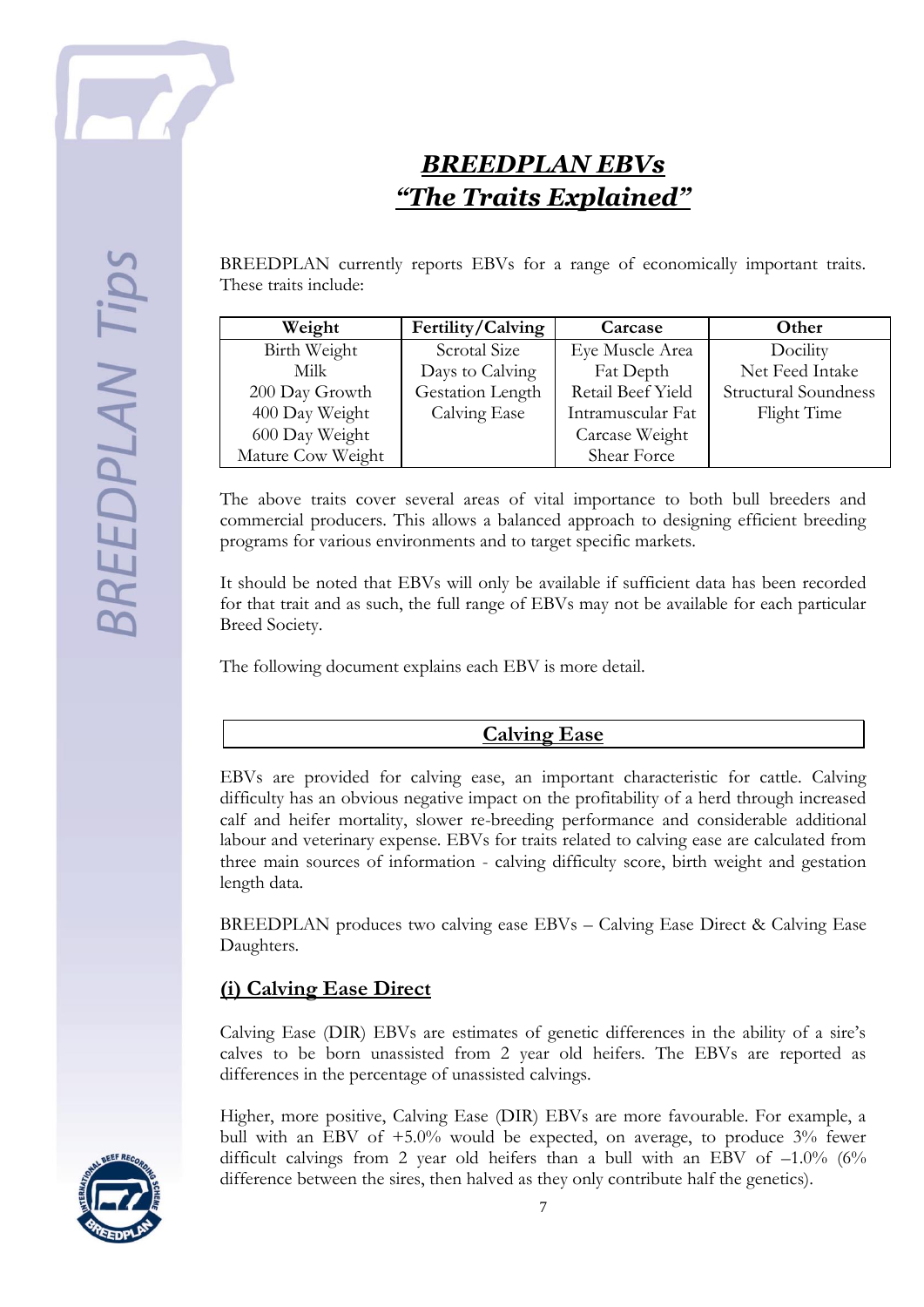# ***BREEDPLAN EBVs***
# ***"The Traits Explained"***

BREEDPLAN currently reports EBVs for a range of economically important traits. These traits include:

| Weight | Fertility/Calving | Carcase | Other |
|---|---|---|---|
| Birth Weight | Scrotal Size | Eye Muscle Area | Docility |
| Milk | Days to Calving | Fat Depth | Net Feed Intake |
| 200 Day Growth | Gestation Length | Retail Beef Yield | Structural Soundness |
| 400 Day Weight | Calving Ease | Intramuscular Fat | Flight Time |
| 600 Day Weight | | Carcase Weight | |
| Mature Cow Weight | | Shear Force | |

The above traits cover several areas of vital importance to both bull breeders and commercial producers. This allows a balanced approach to designing efficient breeding programs for various environments and to target specific markets.

It should be noted that EBVs will only be available if sufficient data has been recorded for that trait and as such, the full range of EBVs may not be available for each particular Breed Society.

The following document explains each EBV is more detail.

## Calving Ease

EBVs are provided for calving ease, an important characteristic for cattle. Calving difficulty has an obvious negative impact on the profitability of a herd through increased calf and heifer mortality, slower re-breeding performance and considerable additional labour and veterinary expense. EBVs for traits related to calving ease are calculated from three main sources of information - calving difficulty score, birth weight and gestation length data.

BREEDPLAN produces two calving ease EBVs – Calving Ease Direct & Calving Ease Daughters.

### (i) Calving Ease Direct

Calving Ease (DIR) EBVs are estimates of genetic differences in the ability of a sire's calves to be born unassisted from 2 year old heifers. The EBVs are reported as differences in the percentage of unassisted calvings.

Higher, more positive, Calving Ease (DIR) EBVs are more favourable. For example, a bull with an EBV of +5.0% would be expected, on average, to produce 3% fewer difficult calvings from 2 year old heifers than a bull with an EBV of –1.0% (6% difference between the sires, then halved as they only contribute half the genetics).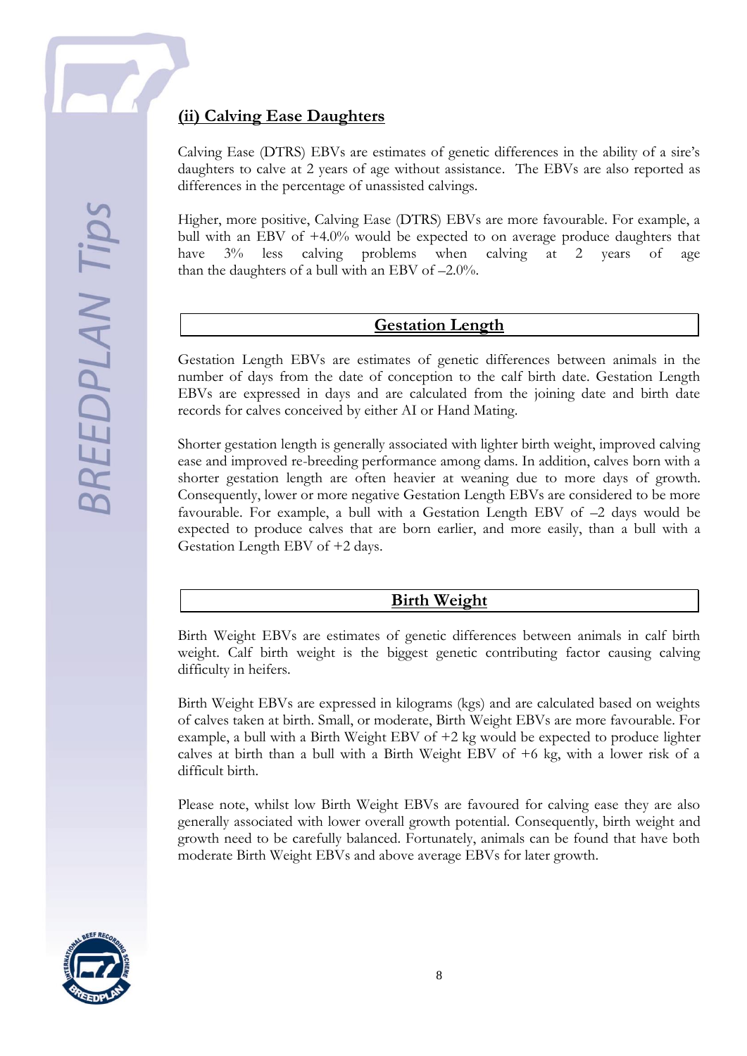### (ii) Calving Ease Daughters

Calving Ease (DTRS) EBVs are estimates of genetic differences in the ability of a sire's daughters to calve at 2 years of age without assistance. The EBVs are also reported as differences in the percentage of unassisted calvings.

Higher, more positive, Calving Ease (DTRS) EBVs are more favourable. For example, a bull with an EBV of +4.0% would be expected to on average produce daughters that have 3% less calving problems when calving at 2 years of age than the daughters of a bull with an EBV of –2.0%.

## Gestation Length

Gestation Length EBVs are estimates of genetic differences between animals in the number of days from the date of conception to the calf birth date. Gestation Length EBVs are expressed in days and are calculated from the joining date and birth date records for calves conceived by either AI or Hand Mating.

Shorter gestation length is generally associated with lighter birth weight, improved calving ease and improved re-breeding performance among dams. In addition, calves born with a shorter gestation length are often heavier at weaning due to more days of growth. Consequently, lower or more negative Gestation Length EBVs are considered to be more favourable. For example, a bull with a Gestation Length EBV of –2 days would be expected to produce calves that are born earlier, and more easily, than a bull with a Gestation Length EBV of +2 days.

## Birth Weight

Birth Weight EBVs are estimates of genetic differences between animals in calf birth weight. Calf birth weight is the biggest genetic contributing factor causing calving difficulty in heifers.

Birth Weight EBVs are expressed in kilograms (kgs) and are calculated based on weights of calves taken at birth. Small, or moderate, Birth Weight EBVs are more favourable. For example, a bull with a Birth Weight EBV of +2 kg would be expected to produce lighter calves at birth than a bull with a Birth Weight EBV of +6 kg, with a lower risk of a difficult birth.

Please note, whilst low Birth Weight EBVs are favoured for calving ease they are also generally associated with lower overall growth potential. Consequently, birth weight and growth need to be carefully balanced. Fortunately, animals can be found that have both moderate Birth Weight EBVs and above average EBVs for later growth.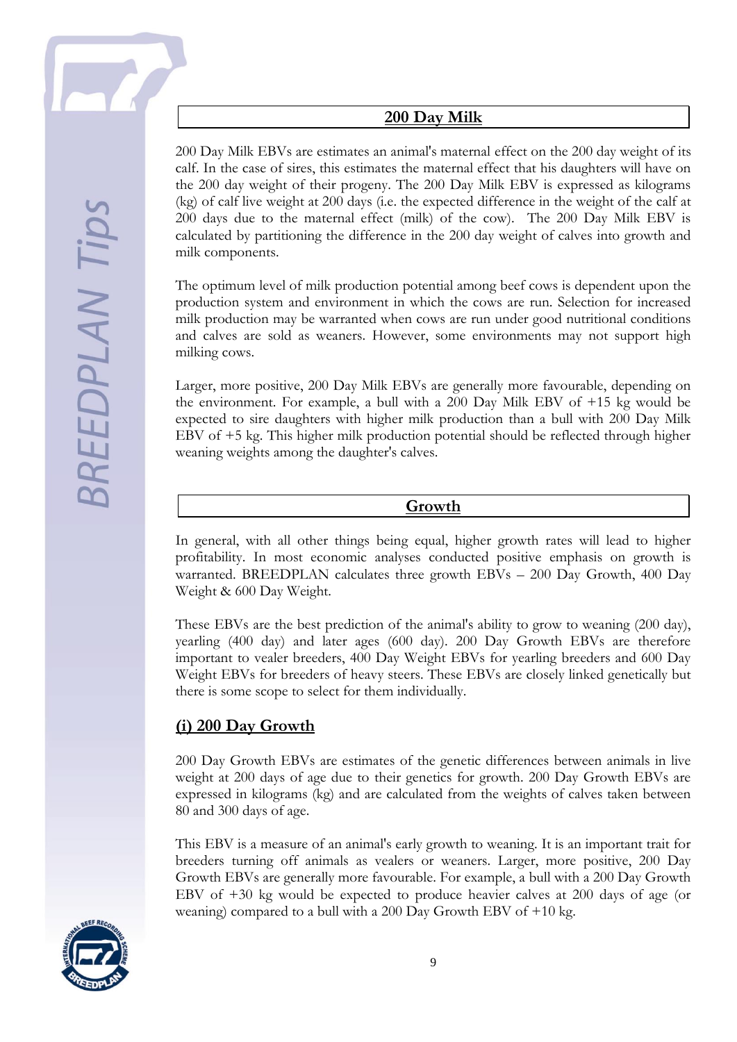## 200 Day Milk

200 Day Milk EBVs are estimates an animal's maternal effect on the 200 day weight of its calf. In the case of sires, this estimates the maternal effect that his daughters will have on the 200 day weight of their progeny. The 200 Day Milk EBV is expressed as kilograms (kg) of calf live weight at 200 days (i.e. the expected difference in the weight of the calf at 200 days due to the maternal effect (milk) of the cow). The 200 Day Milk EBV is calculated by partitioning the difference in the 200 day weight of calves into growth and milk components.

The optimum level of milk production potential among beef cows is dependent upon the production system and environment in which the cows are run. Selection for increased milk production may be warranted when cows are run under good nutritional conditions and calves are sold as weaners. However, some environments may not support high milking cows.

Larger, more positive, 200 Day Milk EBVs are generally more favourable, depending on the environment. For example, a bull with a 200 Day Milk EBV of +15 kg would be expected to sire daughters with higher milk production than a bull with 200 Day Milk EBV of +5 kg. This higher milk production potential should be reflected through higher weaning weights among the daughter's calves.

## Growth

In general, with all other things being equal, higher growth rates will lead to higher profitability. In most economic analyses conducted positive emphasis on growth is warranted. BREEDPLAN calculates three growth EBVs – 200 Day Growth, 400 Day Weight & 600 Day Weight.

These EBVs are the best prediction of the animal's ability to grow to weaning (200 day), yearling (400 day) and later ages (600 day). 200 Day Growth EBVs are therefore important to vealer breeders, 400 Day Weight EBVs for yearling breeders and 600 Day Weight EBVs for breeders of heavy steers. These EBVs are closely linked genetically but there is some scope to select for them individually.

### (i) 200 Day Growth

200 Day Growth EBVs are estimates of the genetic differences between animals in live weight at 200 days of age due to their genetics for growth. 200 Day Growth EBVs are expressed in kilograms (kg) and are calculated from the weights of calves taken between 80 and 300 days of age.

This EBV is a measure of an animal's early growth to weaning. It is an important trait for breeders turning off animals as vealers or weaners. Larger, more positive, 200 Day Growth EBVs are generally more favourable. For example, a bull with a 200 Day Growth EBV of +30 kg would be expected to produce heavier calves at 200 days of age (or weaning) compared to a bull with a 200 Day Growth EBV of +10 kg.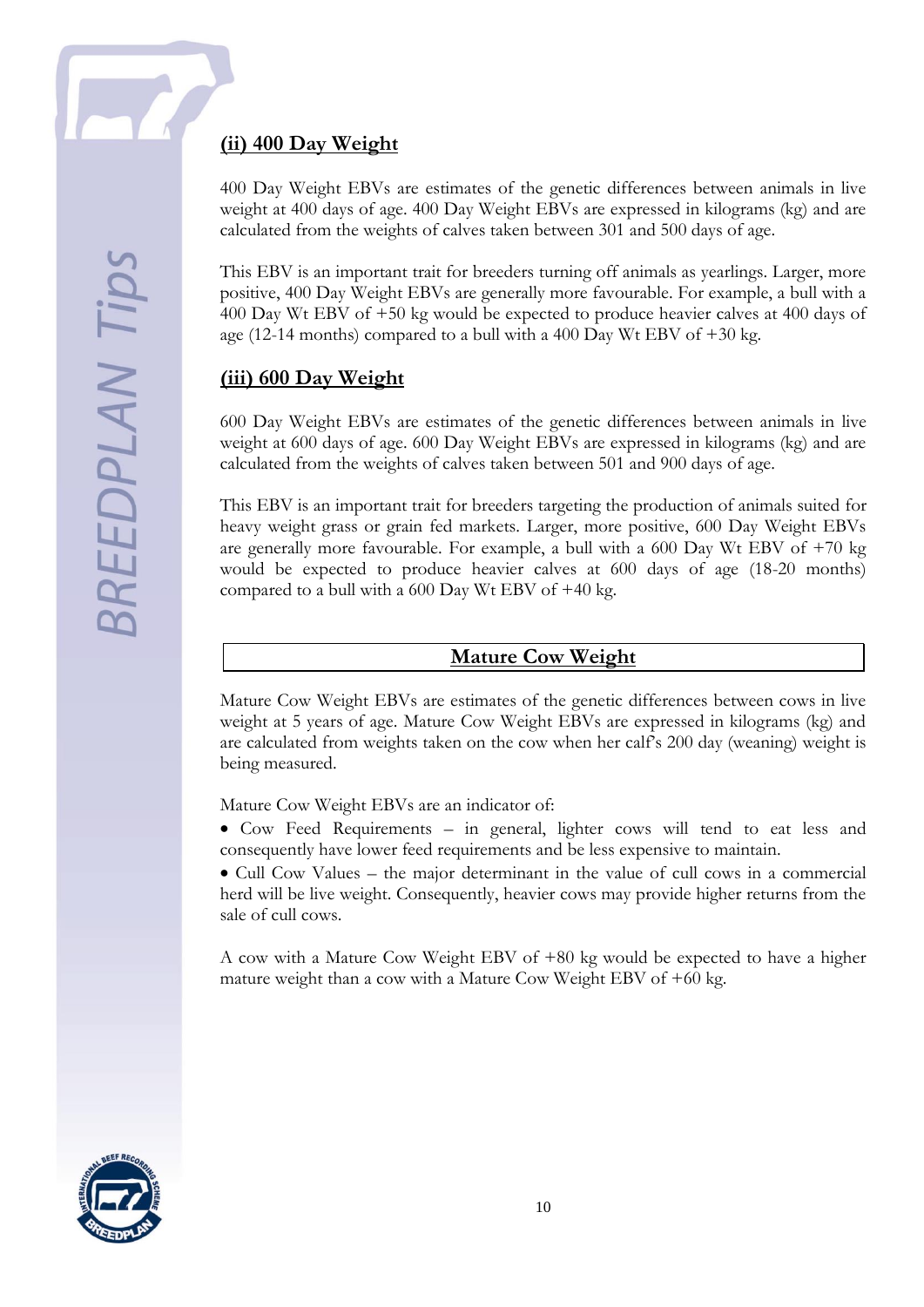### (ii) 400 Day Weight

400 Day Weight EBVs are estimates of the genetic differences between animals in live weight at 400 days of age. 400 Day Weight EBVs are expressed in kilograms (kg) and are calculated from the weights of calves taken between 301 and 500 days of age.

This EBV is an important trait for breeders turning off animals as yearlings. Larger, more positive, 400 Day Weight EBVs are generally more favourable. For example, a bull with a 400 Day Wt EBV of +50 kg would be expected to produce heavier calves at 400 days of age (12-14 months) compared to a bull with a 400 Day Wt EBV of +30 kg.

### (iii) 600 Day Weight

600 Day Weight EBVs are estimates of the genetic differences between animals in live weight at 600 days of age. 600 Day Weight EBVs are expressed in kilograms (kg) and are calculated from the weights of calves taken between 501 and 900 days of age.

This EBV is an important trait for breeders targeting the production of animals suited for heavy weight grass or grain fed markets. Larger, more positive, 600 Day Weight EBVs are generally more favourable. For example, a bull with a 600 Day Wt EBV of +70 kg would be expected to produce heavier calves at 600 days of age (18-20 months) compared to a bull with a 600 Day Wt EBV of +40 kg.

## Mature Cow Weight

Mature Cow Weight EBVs are estimates of the genetic differences between cows in live weight at 5 years of age. Mature Cow Weight EBVs are expressed in kilograms (kg) and are calculated from weights taken on the cow when her calf's 200 day (weaning) weight is being measured.

Mature Cow Weight EBVs are an indicator of:

- Cow Feed Requirements – in general, lighter cows will tend to eat less and consequently have lower feed requirements and be less expensive to maintain.
- Cull Cow Values – the major determinant in the value of cull cows in a commercial herd will be live weight. Consequently, heavier cows may provide higher returns from the sale of cull cows.

A cow with a Mature Cow Weight EBV of +80 kg would be expected to have a higher mature weight than a cow with a Mature Cow Weight EBV of +60 kg.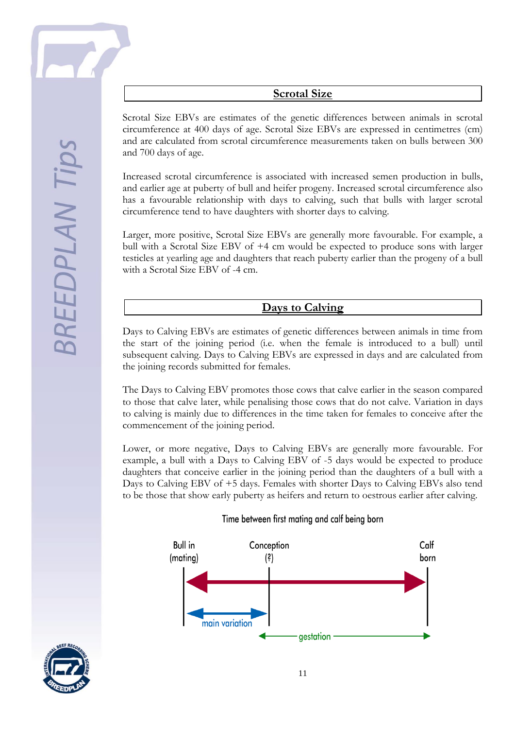## Scrotal Size

Scrotal Size EBVs are estimates of the genetic differences between animals in scrotal circumference at 400 days of age. Scrotal Size EBVs are expressed in centimetres (cm) and are calculated from scrotal circumference measurements taken on bulls between 300 and 700 days of age.

Increased scrotal circumference is associated with increased semen production in bulls, and earlier age at puberty of bull and heifer progeny. Increased scrotal circumference also has a favourable relationship with days to calving, such that bulls with larger scrotal circumference tend to have daughters with shorter days to calving.

Larger, more positive, Scrotal Size EBVs are generally more favourable. For example, a bull with a Scrotal Size EBV of +4 cm would be expected to produce sons with larger testicles at yearling age and daughters that reach puberty earlier than the progeny of a bull with a Scrotal Size EBV of -4 cm.

## Days to Calving

Days to Calving EBVs are estimates of genetic differences between animals in time from the start of the joining period (i.e. when the female is introduced to a bull) until subsequent calving. Days to Calving EBVs are expressed in days and are calculated from the joining records submitted for females.

The Days to Calving EBV promotes those cows that calve earlier in the season compared to those that calve later, while penalising those cows that do not calve. Variation in days to calving is mainly due to differences in the time taken for females to conceive after the commencement of the joining period.

Lower, or more negative, Days to Calving EBVs are generally more favourable. For example, a bull with a Days to Calving EBV of -5 days would be expected to produce daughters that conceive earlier in the joining period than the daughters of a bull with a Days to Calving EBV of +5 days. Females with shorter Days to Calving EBVs also tend to be those that show early puberty as heifers and return to oestrous earlier after calving.

Time between first mating and calf being born

Bull in (mating) — Conception (?) — Calf born

main variation — gestation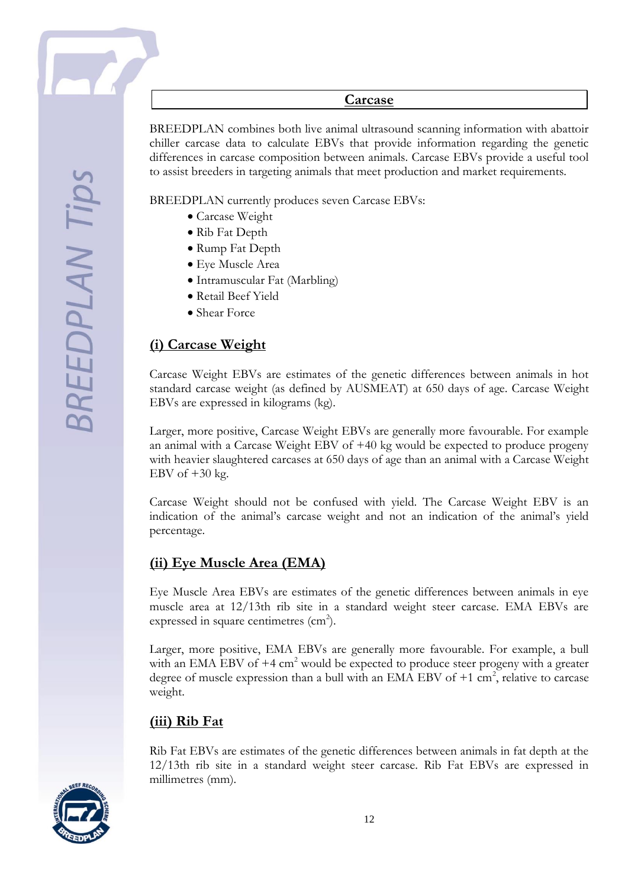## Carcase

BREEDPLAN combines both live animal ultrasound scanning information with abattoir chiller carcase data to calculate EBVs that provide information regarding the genetic differences in carcase composition between animals. Carcase EBVs provide a useful tool to assist breeders in targeting animals that meet production and market requirements.

BREEDPLAN currently produces seven Carcase EBVs:

- Carcase Weight
- Rib Fat Depth
- Rump Fat Depth
- Eye Muscle Area
- Intramuscular Fat (Marbling)
- Retail Beef Yield
- Shear Force

### (i) Carcase Weight

Carcase Weight EBVs are estimates of the genetic differences between animals in hot standard carcase weight (as defined by AUSMEAT) at 650 days of age. Carcase Weight EBVs are expressed in kilograms (kg).

Larger, more positive, Carcase Weight EBVs are generally more favourable. For example an animal with a Carcase Weight EBV of +40 kg would be expected to produce progeny with heavier slaughtered carcases at 650 days of age than an animal with a Carcase Weight EBV of +30 kg.

Carcase Weight should not be confused with yield. The Carcase Weight EBV is an indication of the animal's carcase weight and not an indication of the animal's yield percentage.

### (ii) Eye Muscle Area (EMA)

Eye Muscle Area EBVs are estimates of the genetic differences between animals in eye muscle area at 12/13th rib site in a standard weight steer carcase. EMA EBVs are expressed in square centimetres ($cm^2$).

Larger, more positive, EMA EBVs are generally more favourable. For example, a bull with an EMA EBV of +4 $cm^2$ would be expected to produce steer progeny with a greater degree of muscle expression than a bull with an EMA EBV of +1 $cm^2$, relative to carcase weight.

### (iii) Rib Fat

Rib Fat EBVs are estimates of the genetic differences between animals in fat depth at the 12/13th rib site in a standard weight steer carcase. Rib Fat EBVs are expressed in millimetres (mm).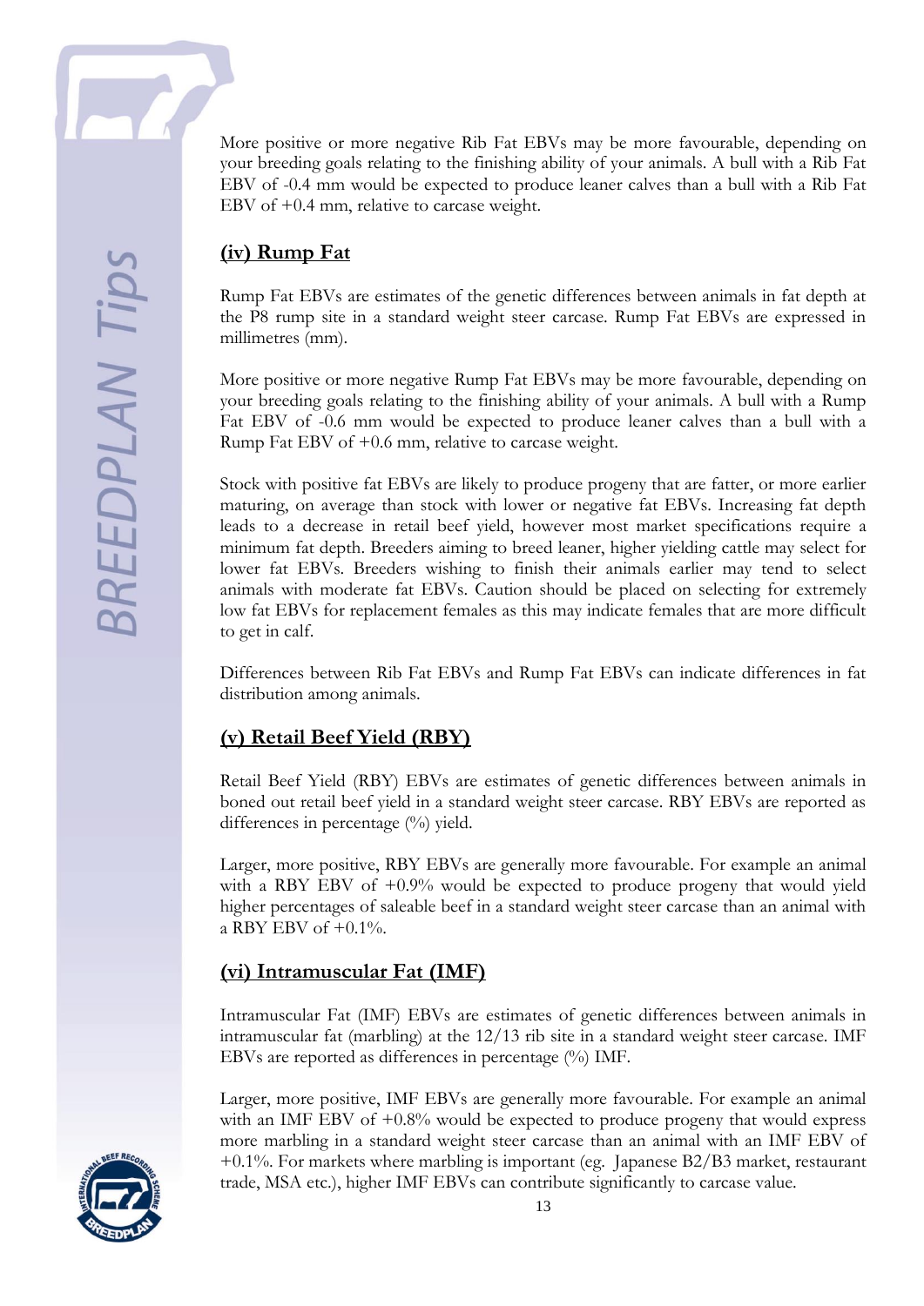More positive or more negative Rib Fat EBVs may be more favourable, depending on your breeding goals relating to the finishing ability of your animals. A bull with a Rib Fat EBV of -0.4 mm would be expected to produce leaner calves than a bull with a Rib Fat EBV of +0.4 mm, relative to carcase weight.

## (iv) Rump Fat

Rump Fat EBVs are estimates of the genetic differences between animals in fat depth at the P8 rump site in a standard weight steer carcase. Rump Fat EBVs are expressed in millimetres (mm).

More positive or more negative Rump Fat EBVs may be more favourable, depending on your breeding goals relating to the finishing ability of your animals. A bull with a Rump Fat EBV of -0.6 mm would be expected to produce leaner calves than a bull with a Rump Fat EBV of +0.6 mm, relative to carcase weight.

Stock with positive fat EBVs are likely to produce progeny that are fatter, or more earlier maturing, on average than stock with lower or negative fat EBVs. Increasing fat depth leads to a decrease in retail beef yield, however most market specifications require a minimum fat depth. Breeders aiming to breed leaner, higher yielding cattle may select for lower fat EBVs. Breeders wishing to finish their animals earlier may tend to select animals with moderate fat EBVs. Caution should be placed on selecting for extremely low fat EBVs for replacement females as this may indicate females that are more difficult to get in calf.

Differences between Rib Fat EBVs and Rump Fat EBVs can indicate differences in fat distribution among animals.

## (v) Retail Beef Yield (RBY)

Retail Beef Yield (RBY) EBVs are estimates of genetic differences between animals in boned out retail beef yield in a standard weight steer carcase. RBY EBVs are reported as differences in percentage (%) yield.

Larger, more positive, RBY EBVs are generally more favourable. For example an animal with a RBY EBV of +0.9% would be expected to produce progeny that would yield higher percentages of saleable beef in a standard weight steer carcase than an animal with a RBY EBV of +0.1%.

## (vi) Intramuscular Fat (IMF)

Intramuscular Fat (IMF) EBVs are estimates of genetic differences between animals in intramuscular fat (marbling) at the 12/13 rib site in a standard weight steer carcase. IMF EBVs are reported as differences in percentage (%) IMF.

Larger, more positive, IMF EBVs are generally more favourable. For example an animal with an IMF EBV of +0.8% would be expected to produce progeny that would express more marbling in a standard weight steer carcase than an animal with an IMF EBV of +0.1%. For markets where marbling is important (eg. Japanese B2/B3 market, restaurant trade, MSA etc.), higher IMF EBVs can contribute significantly to carcase value.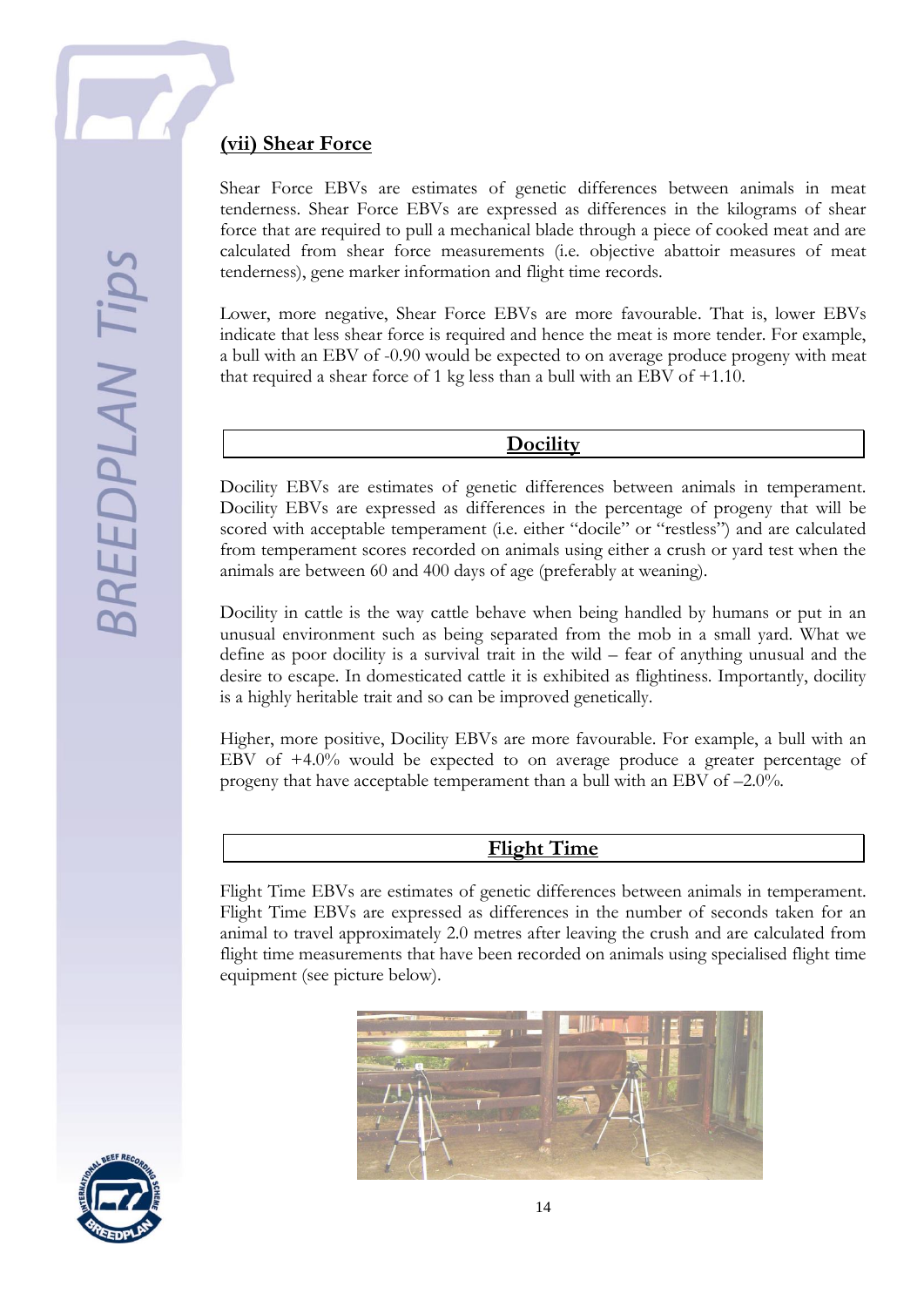## (vii) Shear Force

Shear Force EBVs are estimates of genetic differences between animals in meat tenderness. Shear Force EBVs are expressed as differences in the kilograms of shear force that are required to pull a mechanical blade through a piece of cooked meat and are calculated from shear force measurements (i.e. objective abattoir measures of meat tenderness), gene marker information and flight time records.

Lower, more negative, Shear Force EBVs are more favourable. That is, lower EBVs indicate that less shear force is required and hence the meat is more tender. For example, a bull with an EBV of -0.90 would be expected to on average produce progeny with meat that required a shear force of 1 kg less than a bull with an EBV of +1.10.

## Docility

Docility EBVs are estimates of genetic differences between animals in temperament. Docility EBVs are expressed as differences in the percentage of progeny that will be scored with acceptable temperament (i.e. either "docile" or "restless") and are calculated from temperament scores recorded on animals using either a crush or yard test when the animals are between 60 and 400 days of age (preferably at weaning).

Docility in cattle is the way cattle behave when being handled by humans or put in an unusual environment such as being separated from the mob in a small yard. What we define as poor docility is a survival trait in the wild – fear of anything unusual and the desire to escape. In domesticated cattle it is exhibited as flightiness. Importantly, docility is a highly heritable trait and so can be improved genetically.

Higher, more positive, Docility EBVs are more favourable. For example, a bull with an EBV of +4.0% would be expected to on average produce a greater percentage of progeny that have acceptable temperament than a bull with an EBV of –2.0%.

## Flight Time

Flight Time EBVs are estimates of genetic differences between animals in temperament. Flight Time EBVs are expressed as differences in the number of seconds taken for an animal to travel approximately 2.0 metres after leaving the crush and are calculated from flight time measurements that have been recorded on animals using specialised flight time equipment (see picture below).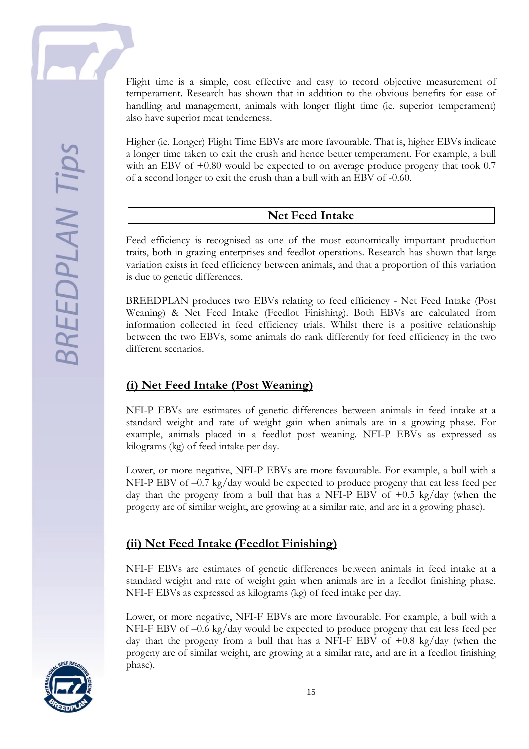Flight time is a simple, cost effective and easy to record objective measurement of temperament. Research has shown that in addition to the obvious benefits for ease of handling and management, animals with longer flight time (ie. superior temperament) also have superior meat tenderness.

Higher (ie. Longer) Flight Time EBVs are more favourable. That is, higher EBVs indicate a longer time taken to exit the crush and hence better temperament. For example, a bull with an EBV of +0.80 would be expected to on average produce progeny that took 0.7 of a second longer to exit the crush than a bull with an EBV of -0.60.

## Net Feed Intake

Feed efficiency is recognised as one of the most economically important production traits, both in grazing enterprises and feedlot operations. Research has shown that large variation exists in feed efficiency between animals, and that a proportion of this variation is due to genetic differences.

BREEDPLAN produces two EBVs relating to feed efficiency - Net Feed Intake (Post Weaning) & Net Feed Intake (Feedlot Finishing). Both EBVs are calculated from information collected in feed efficiency trials. Whilst there is a positive relationship between the two EBVs, some animals do rank differently for feed efficiency in the two different scenarios.

### (i) Net Feed Intake (Post Weaning)

NFI-P EBVs are estimates of genetic differences between animals in feed intake at a standard weight and rate of weight gain when animals are in a growing phase. For example, animals placed in a feedlot post weaning. NFI-P EBVs as expressed as kilograms (kg) of feed intake per day.

Lower, or more negative, NFI-P EBVs are more favourable. For example, a bull with a NFI-P EBV of –0.7 kg/day would be expected to produce progeny that eat less feed per day than the progeny from a bull that has a NFI-P EBV of +0.5 kg/day (when the progeny are of similar weight, are growing at a similar rate, and are in a growing phase).

### (ii) Net Feed Intake (Feedlot Finishing)

NFI-F EBVs are estimates of genetic differences between animals in feed intake at a standard weight and rate of weight gain when animals are in a feedlot finishing phase. NFI-F EBVs as expressed as kilograms (kg) of feed intake per day.

Lower, or more negative, NFI-F EBVs are more favourable. For example, a bull with a NFI-F EBV of –0.6 kg/day would be expected to produce progeny that eat less feed per day than the progeny from a bull that has a NFI-F EBV of +0.8 kg/day (when the progeny are of similar weight, are growing at a similar rate, and are in a feedlot finishing phase).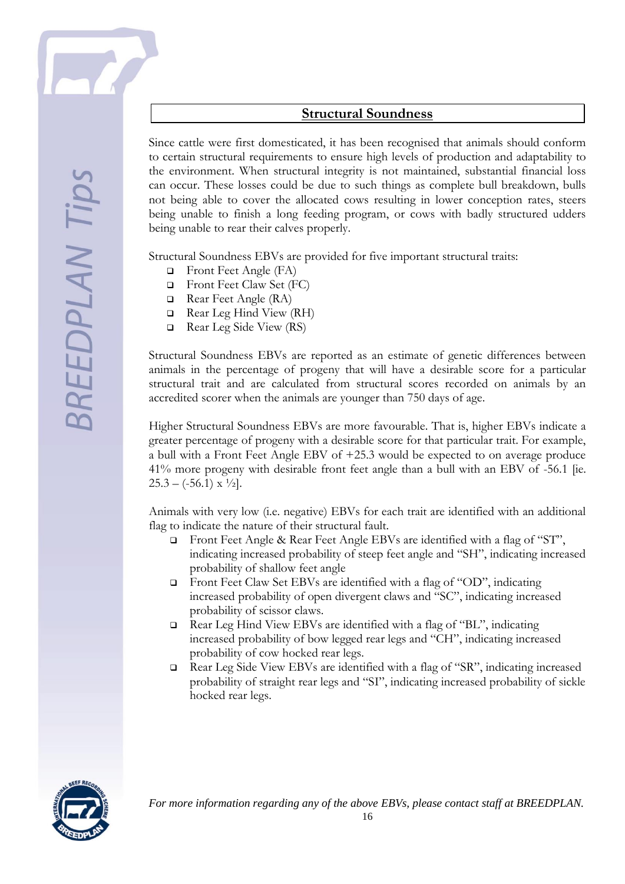## Structural Soundness

Since cattle were first domesticated, it has been recognised that animals should conform to certain structural requirements to ensure high levels of production and adaptability to the environment. When structural integrity is not maintained, substantial financial loss can occur. These losses could be due to such things as complete bull breakdown, bulls not being able to cover the allocated cows resulting in lower conception rates, steers being unable to finish a long feeding program, or cows with badly structured udders being unable to rear their calves properly.

Structural Soundness EBVs are provided for five important structural traits:

- Front Feet Angle (FA)
- Front Feet Claw Set (FC)
- Rear Feet Angle (RA)
- Rear Leg Hind View (RH)
- Rear Leg Side View (RS)

Structural Soundness EBVs are reported as an estimate of genetic differences between animals in the percentage of progeny that will have a desirable score for a particular structural trait and are calculated from structural scores recorded on animals by an accredited scorer when the animals are younger than 750 days of age.

Higher Structural Soundness EBVs are more favourable. That is, higher EBVs indicate a greater percentage of progeny with a desirable score for that particular trait. For example, a bull with a Front Feet Angle EBV of +25.3 would be expected to on average produce 41% more progeny with desirable front feet angle than a bull with an EBV of -56.1 [ie. 25.3 – (-56.1) x ½].

Animals with very low (i.e. negative) EBVs for each trait are identified with an additional flag to indicate the nature of their structural fault.

- Front Feet Angle & Rear Feet Angle EBVs are identified with a flag of "ST", indicating increased probability of steep feet angle and "SH", indicating increased probability of shallow feet angle
- Front Feet Claw Set EBVs are identified with a flag of "OD", indicating increased probability of open divergent claws and "SC", indicating increased probability of scissor claws.
- Rear Leg Hind View EBVs are identified with a flag of "BL", indicating increased probability of bow legged rear legs and "CH", indicating increased probability of cow hocked rear legs.
- Rear Leg Side View EBVs are identified with a flag of "SR", indicating increased probability of straight rear legs and "SI", indicating increased probability of sickle hocked rear legs.

*For more information regarding any of the above EBVs, please contact staff at BREEDPLAN.*